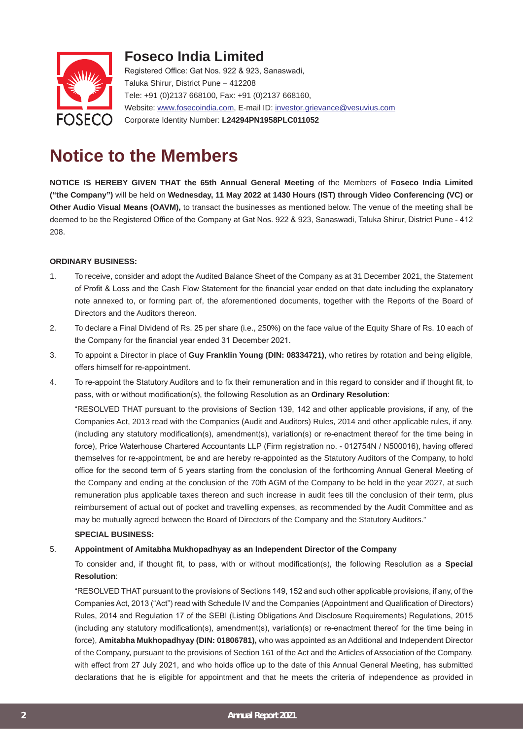# Foseco India Limited

Registered Office: Gat Nos. 922 & 923, Sanaswadi,
Taluka Shirur, District Pune – 412208
Tele: +91 (0)2137 668100, Fax: +91 (0)2137 668160,
Website: www.fosecoindia.com, E-mail ID: investor.grievance@vesuvius.com
Corporate Identity Number: **L24294PN1958PLC011052**

# Notice to the Members

**NOTICE IS HEREBY GIVEN THAT the 65th Annual General Meeting** of the Members of **Foseco India Limited ("the Company")** will be held on **Wednesday, 11 May 2022 at 1430 Hours (IST) through Video Conferencing (VC) or Other Audio Visual Means (OAVM),** to transact the businesses as mentioned below. The venue of the meeting shall be deemed to be the Registered Office of the Company at Gat Nos. 922 & 923, Sanaswadi, Taluka Shirur, District Pune - 412 208.

**ORDINARY BUSINESS:**

1. To receive, consider and adopt the Audited Balance Sheet of the Company as at 31 December 2021, the Statement of Profit & Loss and the Cash Flow Statement for the financial year ended on that date including the explanatory note annexed to, or forming part of, the aforementioned documents, together with the Reports of the Board of Directors and the Auditors thereon.

2. To declare a Final Dividend of Rs. 25 per share (i.e., 250%) on the face value of the Equity Share of Rs. 10 each of the Company for the financial year ended 31 December 2021.

3. To appoint a Director in place of **Guy Franklin Young (DIN: 08334721)**, who retires by rotation and being eligible, offers himself for re-appointment.

4. To re-appoint the Statutory Auditors and to fix their remuneration and in this regard to consider and if thought fit, to pass, with or without modification(s), the following Resolution as an **Ordinary Resolution**:

   "RESOLVED THAT pursuant to the provisions of Section 139, 142 and other applicable provisions, if any, of the Companies Act, 2013 read with the Companies (Audit and Auditors) Rules, 2014 and other applicable rules, if any, (including any statutory modification(s), amendment(s), variation(s) or re-enactment thereof for the time being in force), Price Waterhouse Chartered Accountants LLP (Firm registration no. - 012754N / N500016), having offered themselves for re-appointment, be and are hereby re-appointed as the Statutory Auditors of the Company, to hold office for the second term of 5 years starting from the conclusion of the forthcoming Annual General Meeting of the Company and ending at the conclusion of the 70th AGM of the Company to be held in the year 2027, at such remuneration plus applicable taxes thereon and such increase in audit fees till the conclusion of their term, plus reimbursement of actual out of pocket and travelling expenses, as recommended by the Audit Committee and as may be mutually agreed between the Board of Directors of the Company and the Statutory Auditors."

**SPECIAL BUSINESS:**

5. **Appointment of Amitabha Mukhopadhyay as an Independent Director of the Company**

   To consider and, if thought fit, to pass, with or without modification(s), the following Resolution as a **Special Resolution**:

   "RESOLVED THAT pursuant to the provisions of Sections 149, 152 and such other applicable provisions, if any, of the Companies Act, 2013 ("Act") read with Schedule IV and the Companies (Appointment and Qualification of Directors) Rules, 2014 and Regulation 17 of the SEBI (Listing Obligations And Disclosure Requirements) Regulations, 2015 (including any statutory modification(s), amendment(s), variation(s) or re-enactment thereof for the time being in force), **Amitabha Mukhopadhyay (DIN: 01806781),** who was appointed as an Additional and Independent Director of the Company, pursuant to the provisions of Section 161 of the Act and the Articles of Association of the Company, with effect from 27 July 2021, and who holds office up to the date of this Annual General Meeting, has submitted declarations that he is eligible for appointment and that he meets the criteria of independence as provided in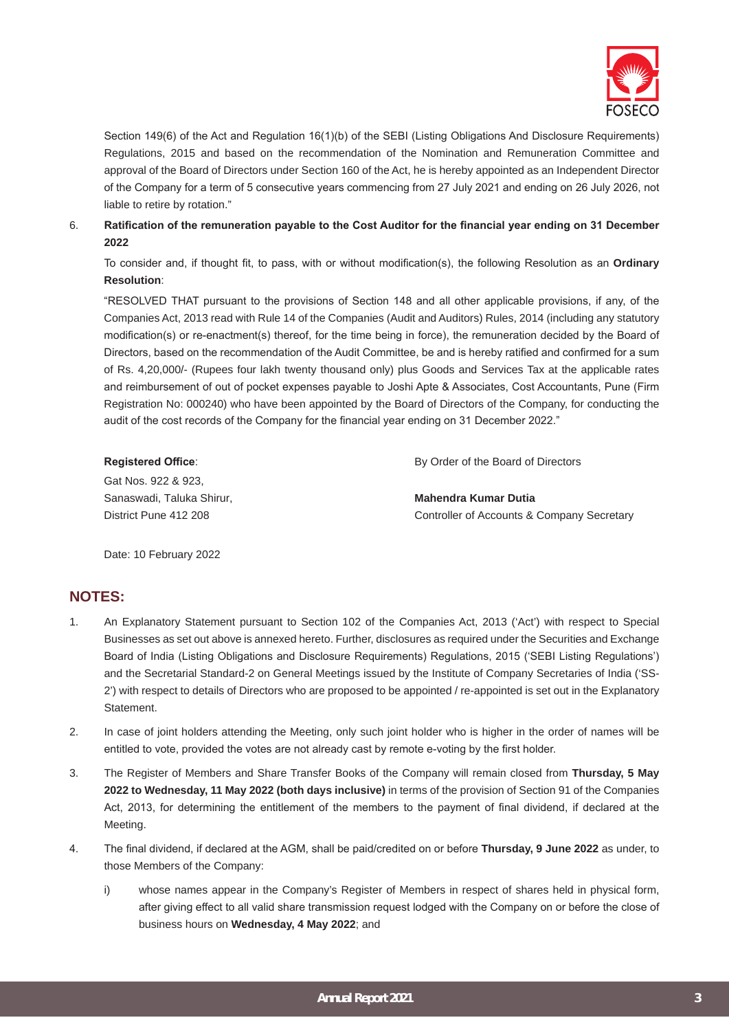Section 149(6) of the Act and Regulation 16(1)(b) of the SEBI (Listing Obligations And Disclosure Requirements) Regulations, 2015 and based on the recommendation of the Nomination and Remuneration Committee and approval of the Board of Directors under Section 160 of the Act, he is hereby appointed as an Independent Director of the Company for a term of 5 consecutive years commencing from 27 July 2021 and ending on 26 July 2026, not liable to retire by rotation."

6. **Ratification of the remuneration payable to the Cost Auditor for the financial year ending on 31 December 2022**

   To consider and, if thought fit, to pass, with or without modification(s), the following Resolution as an **Ordinary Resolution**:

   "RESOLVED THAT pursuant to the provisions of Section 148 and all other applicable provisions, if any, of the Companies Act, 2013 read with Rule 14 of the Companies (Audit and Auditors) Rules, 2014 (including any statutory modification(s) or re-enactment(s) thereof, for the time being in force), the remuneration decided by the Board of Directors, based on the recommendation of the Audit Committee, be and is hereby ratified and confirmed for a sum of Rs. 4,20,000/- (Rupees four lakh twenty thousand only) plus Goods and Services Tax at the applicable rates and reimbursement of out of pocket expenses payable to Joshi Apte & Associates, Cost Accountants, Pune (Firm Registration No: 000240) who have been appointed by the Board of Directors of the Company, for conducting the audit of the cost records of the Company for the financial year ending on 31 December 2022."

**Registered Office**:
Gat Nos. 922 & 923,
Sanaswadi, Taluka Shirur,
District Pune 412 208

Date: 10 February 2022

By Order of the Board of Directors

**Mahendra Kumar Dutia**
Controller of Accounts & Company Secretary

## NOTES:

1. An Explanatory Statement pursuant to Section 102 of the Companies Act, 2013 ('Act') with respect to Special Businesses as set out above is annexed hereto. Further, disclosures as required under the Securities and Exchange Board of India (Listing Obligations and Disclosure Requirements) Regulations, 2015 ('SEBI Listing Regulations') and the Secretarial Standard-2 on General Meetings issued by the Institute of Company Secretaries of India ('SS-2') with respect to details of Directors who are proposed to be appointed / re-appointed is set out in the Explanatory Statement.
2. In case of joint holders attending the Meeting, only such joint holder who is higher in the order of names will be entitled to vote, provided the votes are not already cast by remote e-voting by the first holder.
3. The Register of Members and Share Transfer Books of the Company will remain closed from **Thursday, 5 May 2022 to Wednesday, 11 May 2022 (both days inclusive)** in terms of the provision of Section 91 of the Companies Act, 2013, for determining the entitlement of the members to the payment of final dividend, if declared at the Meeting.
4. The final dividend, if declared at the AGM, shall be paid/credited on or before **Thursday, 9 June 2022** as under, to those Members of the Company:
   i) whose names appear in the Company's Register of Members in respect of shares held in physical form, after giving effect to all valid share transmission request lodged with the Company on or before the close of business hours on **Wednesday, 4 May 2022**; and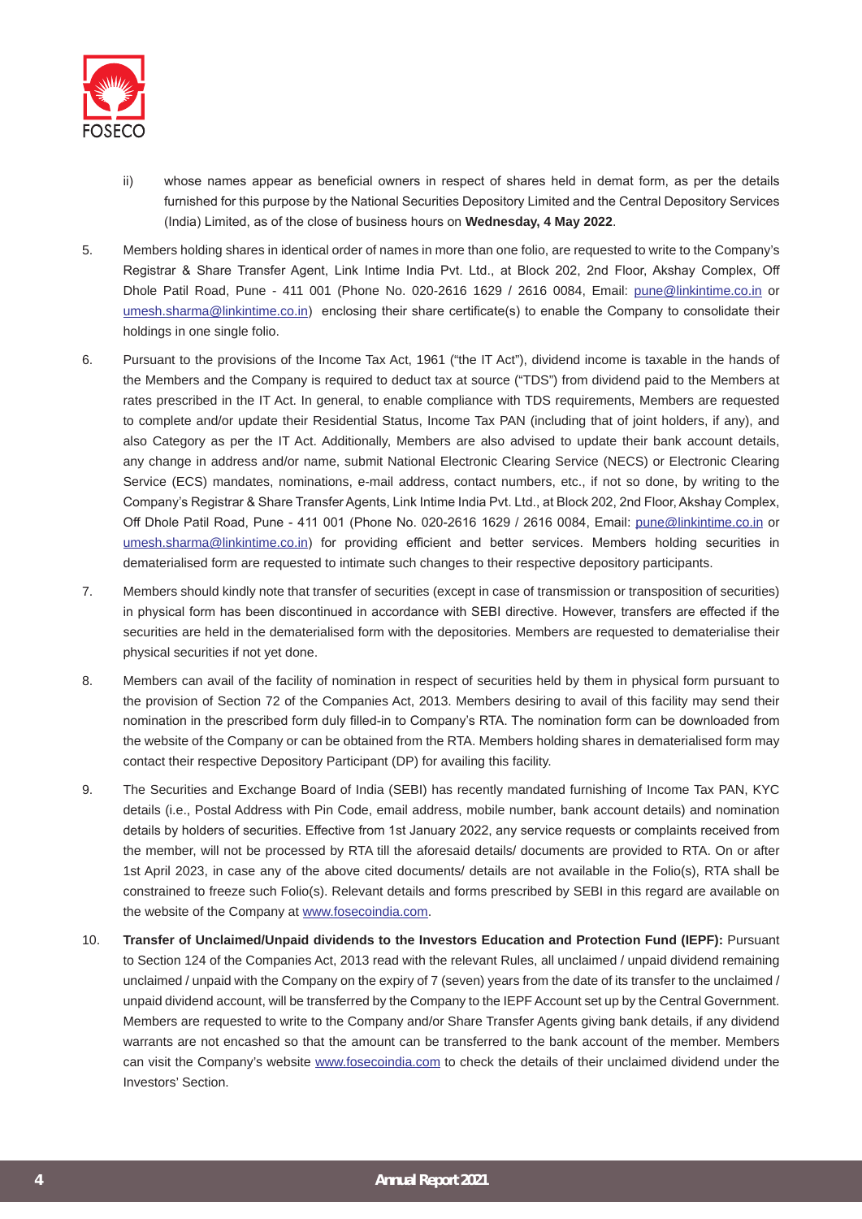ii) whose names appear as beneficial owners in respect of shares held in demat form, as per the details furnished for this purpose by the National Securities Depository Limited and the Central Depository Services (India) Limited, as of the close of business hours on **Wednesday, 4 May 2022**.

5. Members holding shares in identical order of names in more than one folio, are requested to write to the Company's Registrar & Share Transfer Agent, Link Intime India Pvt. Ltd., at Block 202, 2nd Floor, Akshay Complex, Off Dhole Patil Road, Pune - 411 001 (Phone No. 020-2616 1629 / 2616 0084, Email: pune@linkintime.co.in or umesh.sharma@linkintime.co.in) enclosing their share certificate(s) to enable the Company to consolidate their holdings in one single folio.

6. Pursuant to the provisions of the Income Tax Act, 1961 ("the IT Act"), dividend income is taxable in the hands of the Members and the Company is required to deduct tax at source ("TDS") from dividend paid to the Members at rates prescribed in the IT Act. In general, to enable compliance with TDS requirements, Members are requested to complete and/or update their Residential Status, Income Tax PAN (including that of joint holders, if any), and also Category as per the IT Act. Additionally, Members are also advised to update their bank account details, any change in address and/or name, submit National Electronic Clearing Service (NECS) or Electronic Clearing Service (ECS) mandates, nominations, e-mail address, contact numbers, etc., if not so done, by writing to the Company's Registrar & Share Transfer Agents, Link Intime India Pvt. Ltd., at Block 202, 2nd Floor, Akshay Complex, Off Dhole Patil Road, Pune - 411 001 (Phone No. 020-2616 1629 / 2616 0084, Email: pune@linkintime.co.in or umesh.sharma@linkintime.co.in) for providing efficient and better services. Members holding securities in dematerialised form are requested to intimate such changes to their respective depository participants.

7. Members should kindly note that transfer of securities (except in case of transmission or transposition of securities) in physical form has been discontinued in accordance with SEBI directive. However, transfers are effected if the securities are held in the dematerialised form with the depositories. Members are requested to dematerialise their physical securities if not yet done.

8. Members can avail of the facility of nomination in respect of securities held by them in physical form pursuant to the provision of Section 72 of the Companies Act, 2013. Members desiring to avail of this facility may send their nomination in the prescribed form duly filled-in to Company's RTA. The nomination form can be downloaded from the website of the Company or can be obtained from the RTA. Members holding shares in dematerialised form may contact their respective Depository Participant (DP) for availing this facility.

9. The Securities and Exchange Board of India (SEBI) has recently mandated furnishing of Income Tax PAN, KYC details (i.e., Postal Address with Pin Code, email address, mobile number, bank account details) and nomination details by holders of securities. Effective from 1st January 2022, any service requests or complaints received from the member, will not be processed by RTA till the aforesaid details/ documents are provided to RTA. On or after 1st April 2023, in case any of the above cited documents/ details are not available in the Folio(s), RTA shall be constrained to freeze such Folio(s). Relevant details and forms prescribed by SEBI in this regard are available on the website of the Company at www.fosecoindia.com.

10. **Transfer of Unclaimed/Unpaid dividends to the Investors Education and Protection Fund (IEPF):** Pursuant to Section 124 of the Companies Act, 2013 read with the relevant Rules, all unclaimed / unpaid dividend remaining unclaimed / unpaid with the Company on the expiry of 7 (seven) years from the date of its transfer to the unclaimed / unpaid dividend account, will be transferred by the Company to the IEPF Account set up by the Central Government. Members are requested to write to the Company and/or Share Transfer Agents giving bank details, if any dividend warrants are not encashed so that the amount can be transferred to the bank account of the member. Members can visit the Company's website www.fosecoindia.com to check the details of their unclaimed dividend under the Investors' Section.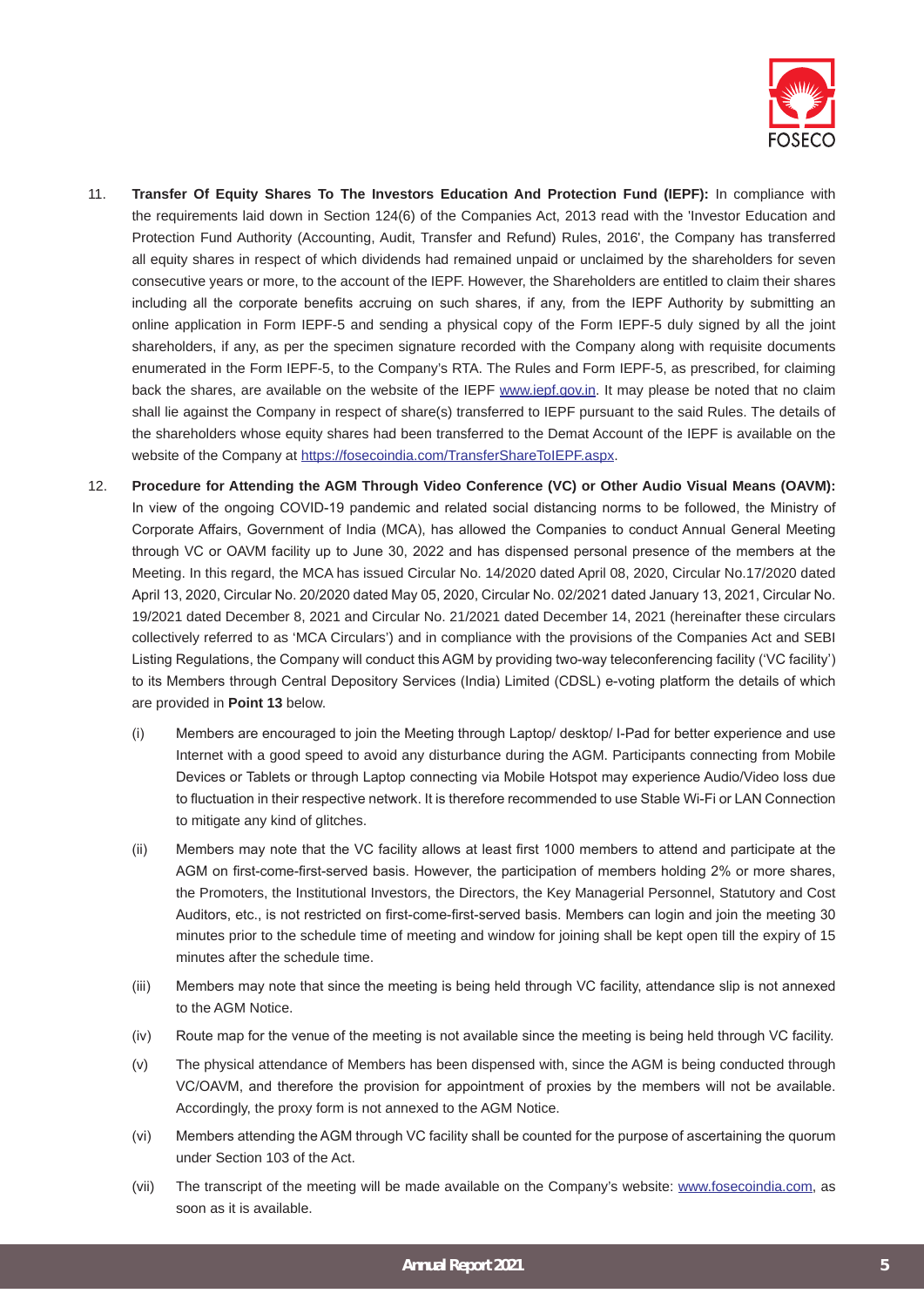11. **Transfer Of Equity Shares To The Investors Education And Protection Fund (IEPF):** In compliance with the requirements laid down in Section 124(6) of the Companies Act, 2013 read with the 'Investor Education and Protection Fund Authority (Accounting, Audit, Transfer and Refund) Rules, 2016', the Company has transferred all equity shares in respect of which dividends had remained unpaid or unclaimed by the shareholders for seven consecutive years or more, to the account of the IEPF. However, the Shareholders are entitled to claim their shares including all the corporate benefits accruing on such shares, if any, from the IEPF Authority by submitting an online application in Form IEPF-5 and sending a physical copy of the Form IEPF-5 duly signed by all the joint shareholders, if any, as per the specimen signature recorded with the Company along with requisite documents enumerated in the Form IEPF-5, to the Company's RTA. The Rules and Form IEPF-5, as prescribed, for claiming back the shares, are available on the website of the IEPF www.iepf.gov.in. It may please be noted that no claim shall lie against the Company in respect of share(s) transferred to IEPF pursuant to the said Rules. The details of the shareholders whose equity shares had been transferred to the Demat Account of the IEPF is available on the website of the Company at https://fosecoindia.com/TransferShareToIEPF.aspx.

12. **Procedure for Attending the AGM Through Video Conference (VC) or Other Audio Visual Means (OAVM):** In view of the ongoing COVID-19 pandemic and related social distancing norms to be followed, the Ministry of Corporate Affairs, Government of India (MCA), has allowed the Companies to conduct Annual General Meeting through VC or OAVM facility up to June 30, 2022 and has dispensed personal presence of the members at the Meeting. In this regard, the MCA has issued Circular No. 14/2020 dated April 08, 2020, Circular No.17/2020 dated April 13, 2020, Circular No. 20/2020 dated May 05, 2020, Circular No. 02/2021 dated January 13, 2021, Circular No. 19/2021 dated December 8, 2021 and Circular No. 21/2021 dated December 14, 2021 (hereinafter these circulars collectively referred to as 'MCA Circulars') and in compliance with the provisions of the Companies Act and SEBI Listing Regulations, the Company will conduct this AGM by providing two-way teleconferencing facility ('VC facility') to its Members through Central Depository Services (India) Limited (CDSL) e-voting platform the details of which are provided in **Point 13** below.

    (i) Members are encouraged to join the Meeting through Laptop/ desktop/ I-Pad for better experience and use Internet with a good speed to avoid any disturbance during the AGM. Participants connecting from Mobile Devices or Tablets or through Laptop connecting via Mobile Hotspot may experience Audio/Video loss due to fluctuation in their respective network. It is therefore recommended to use Stable Wi-Fi or LAN Connection to mitigate any kind of glitches.

    (ii) Members may note that the VC facility allows at least first 1000 members to attend and participate at the AGM on first-come-first-served basis. However, the participation of members holding 2% or more shares, the Promoters, the Institutional Investors, the Directors, the Key Managerial Personnel, Statutory and Cost Auditors, etc., is not restricted on first-come-first-served basis. Members can login and join the meeting 30 minutes prior to the schedule time of meeting and window for joining shall be kept open till the expiry of 15 minutes after the schedule time.

    (iii) Members may note that since the meeting is being held through VC facility, attendance slip is not annexed to the AGM Notice.

    (iv) Route map for the venue of the meeting is not available since the meeting is being held through VC facility.

    (v) The physical attendance of Members has been dispensed with, since the AGM is being conducted through VC/OAVM, and therefore the provision for appointment of proxies by the members will not be available. Accordingly, the proxy form is not annexed to the AGM Notice.

    (vi) Members attending the AGM through VC facility shall be counted for the purpose of ascertaining the quorum under Section 103 of the Act.

    (vii) The transcript of the meeting will be made available on the Company's website: www.fosecoindia.com, as soon as it is available.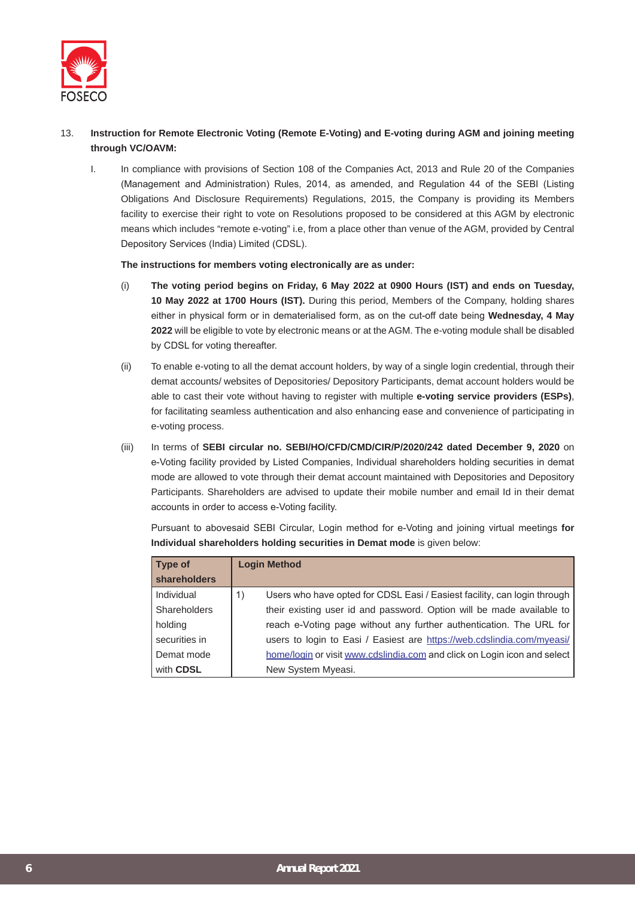13. **Instruction for Remote Electronic Voting (Remote E-Voting) and E-voting during AGM and joining meeting through VC/OAVM:**

    I. In compliance with provisions of Section 108 of the Companies Act, 2013 and Rule 20 of the Companies (Management and Administration) Rules, 2014, as amended, and Regulation 44 of the SEBI (Listing Obligations And Disclosure Requirements) Regulations, 2015, the Company is providing its Members facility to exercise their right to vote on Resolutions proposed to be considered at this AGM by electronic means which includes "remote e-voting" i.e, from a place other than venue of the AGM, provided by Central Depository Services (India) Limited (CDSL).

    **The instructions for members voting electronically are as under:**

    (i) **The voting period begins on Friday, 6 May 2022 at 0900 Hours (IST) and ends on Tuesday, 10 May 2022 at 1700 Hours (IST).** During this period, Members of the Company, holding shares either in physical form or in dematerialised form, as on the cut-off date being **Wednesday, 4 May 2022** will be eligible to vote by electronic means or at the AGM. The e-voting module shall be disabled by CDSL for voting thereafter.

    (ii) To enable e-voting to all the demat account holders, by way of a single login credential, through their demat accounts/ websites of Depositories/ Depository Participants, demat account holders would be able to cast their vote without having to register with multiple **e-voting service providers (ESPs)**, for facilitating seamless authentication and also enhancing ease and convenience of participating in e-voting process.

    (iii) In terms of **SEBI circular no. SEBI/HO/CFD/CMD/CIR/P/2020/242 dated December 9, 2020** on e-Voting facility provided by Listed Companies, Individual shareholders holding securities in demat mode are allowed to vote through their demat account maintained with Depositories and Depository Participants. Shareholders are advised to update their mobile number and email Id in their demat accounts in order to access e-Voting facility.

    Pursuant to abovesaid SEBI Circular, Login method for e-Voting and joining virtual meetings **for Individual shareholders holding securities in Demat mode** is given below:

| Type of shareholders | Login Method |
|---|---|
| Individual Shareholders holding securities in Demat mode with **CDSL** | 1) Users who have opted for CDSL Easi / Easiest facility, can login through their existing user id and password. Option will be made available to reach e-Voting page without any further authentication. The URL for users to login to Easi / Easiest are https://web.cdslindia.com/myeasi/home/login or visit www.cdslindia.com and click on Login icon and select New System Myeasi. |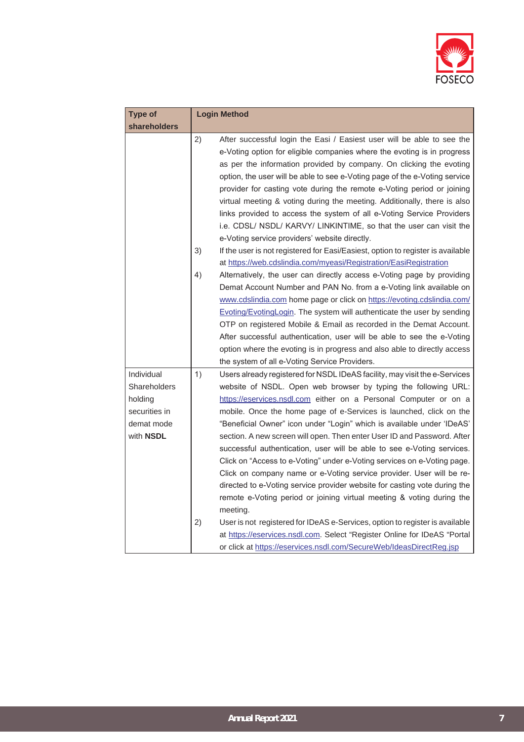| Type of shareholders | Login Method |
|---|---|
| | 2) After successful login the Easi / Easiest user will be able to see the e-Voting option for eligible companies where the evoting is in progress as per the information provided by company. On clicking the evoting option, the user will be able to see e-Voting page of the e-Voting service provider for casting vote during the remote e-Voting period or joining virtual meeting & voting during the meeting. Additionally, there is also links provided to access the system of all e-Voting Service Providers i.e. CDSL/ NSDL/ KARVY/ LINKINTIME, so that the user can visit the e-Voting service providers' website directly.<br>3) If the user is not registered for Easi/Easiest, option to register is available at https://web.cdslindia.com/myeasi/Registration/EasiRegistration<br>4) Alternatively, the user can directly access e-Voting page by providing Demat Account Number and PAN No. from a e-Voting link available on www.cdslindia.com home page or click on https://evoting.cdslindia.com/Evoting/EvotingLogin. The system will authenticate the user by sending OTP on registered Mobile & Email as recorded in the Demat Account. After successful authentication, user will be able to see the e-Voting option where the evoting is in progress and also able to directly access the system of all e-Voting Service Providers. |
| Individual Shareholders holding securities in demat mode with **NSDL** | 1) Users already registered for NSDL IDeAS facility, may visit the e-Services website of NSDL. Open web browser by typing the following URL: https://eservices.nsdl.com either on a Personal Computer or on a mobile. Once the home page of e-Services is launched, click on the "Beneficial Owner" icon under "Login" which is available under 'IDeAS' section. A new screen will open. Then enter User ID and Password. After successful authentication, user will be able to see e-Voting services. Click on "Access to e-Voting" under e-Voting services on e-Voting page. Click on company name or e-Voting service provider. User will be re-directed to e-Voting service provider website for casting vote during the remote e-Voting period or joining virtual meeting & voting during the meeting.<br>2) User is not registered for IDeAS e-Services, option to register is available at https://eservices.nsdl.com. Select "Register Online for IDeAS "Portal or click at https://eservices.nsdl.com/SecureWeb/IdeasDirectReg.jsp |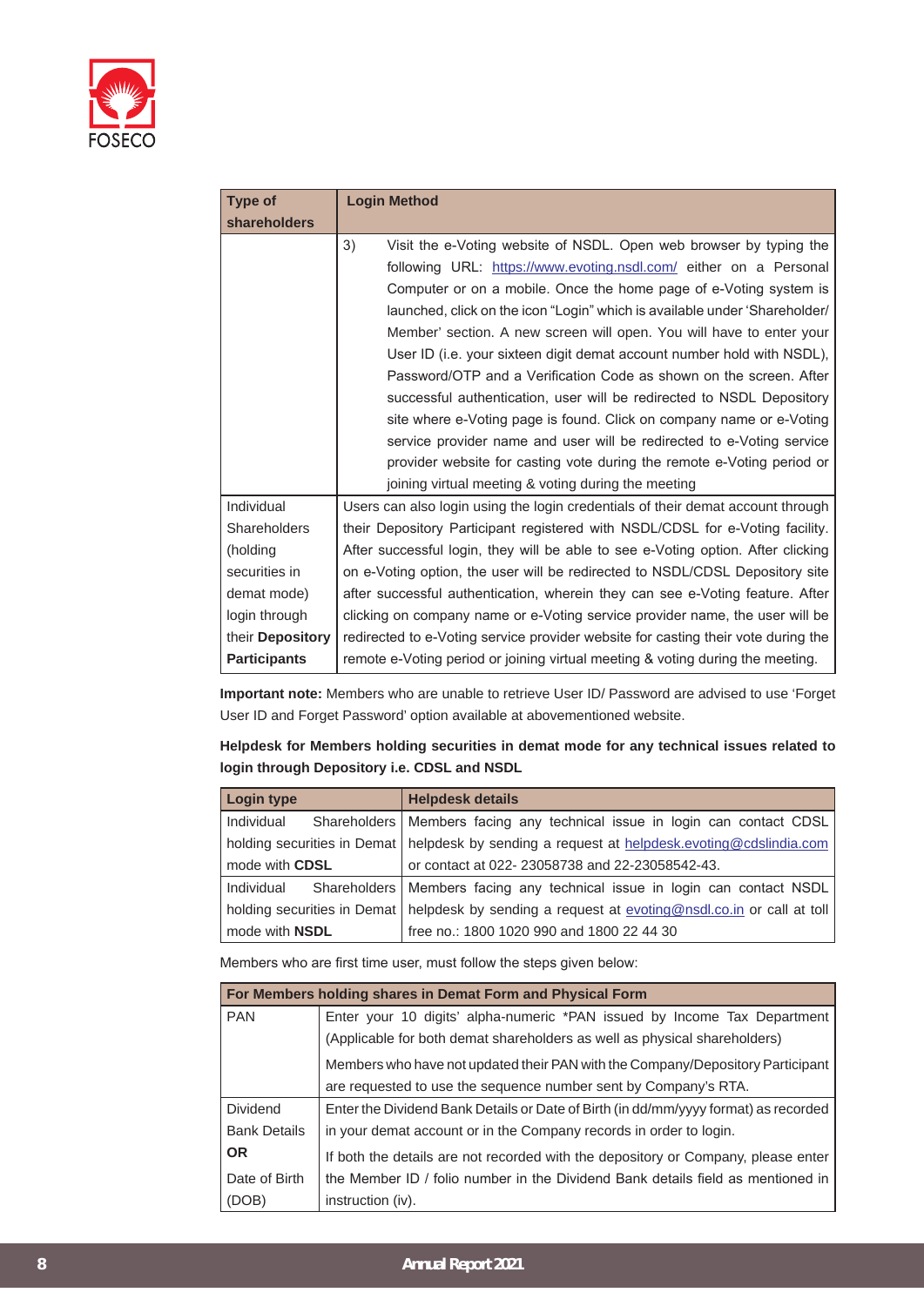| Type of shareholders | Login Method |
|---|---|
| | 3) Visit the e-Voting website of NSDL. Open web browser by typing the following URL: https://www.evoting.nsdl.com/ either on a Personal Computer or on a mobile. Once the home page of e-Voting system is launched, click on the icon “Login” which is available under ‘Shareholder/ Member’ section. A new screen will open. You will have to enter your User ID (i.e. your sixteen digit demat account number hold with NSDL), Password/OTP and a Verification Code as shown on the screen. After successful authentication, user will be redirected to NSDL Depository site where e-Voting page is found. Click on company name or e-Voting service provider name and user will be redirected to e-Voting service provider website for casting vote during the remote e-Voting period or joining virtual meeting & voting during the meeting |
| Individual Shareholders (holding securities in demat mode) login through their **Depository Participants** | Users can also login using the login credentials of their demat account through their Depository Participant registered with NSDL/CDSL for e-Voting facility. After successful login, they will be able to see e-Voting option. After clicking on e-Voting option, the user will be redirected to NSDL/CDSL Depository site after successful authentication, wherein they can see e-Voting feature. After clicking on company name or e-Voting service provider name, the user will be redirected to e-Voting service provider website for casting their vote during the remote e-Voting period or joining virtual meeting & voting during the meeting. |

**Important note:** Members who are unable to retrieve User ID/ Password are advised to use ‘Forget User ID and Forget Password’ option available at abovementioned website.

**Helpdesk for Members holding securities in demat mode for any technical issues related to login through Depository i.e. CDSL and NSDL**

| Login type | Helpdesk details |
|---|---|
| Individual Shareholders holding securities in Demat mode with **CDSL** | Members facing any technical issue in login can contact CDSL helpdesk by sending a request at helpdesk.evoting@cdslindia.com or contact at 022- 23058738 and 22-23058542-43. |
| Individual Shareholders holding securities in Demat mode with **NSDL** | Members facing any technical issue in login can contact NSDL helpdesk by sending a request at evoting@nsdl.co.in or call at toll free no.: 1800 1020 990 and 1800 22 44 30 |

Members who are first time user, must follow the steps given below:

| For Members holding shares in Demat Form and Physical Form | |
|---|---|
| PAN | Enter your 10 digits' alpha-numeric *PAN issued by Income Tax Department (Applicable for both demat shareholders as well as physical shareholders)<br><br>Members who have not updated their PAN with the Company/Depository Participant are requested to use the sequence number sent by Company's RTA. |
| Dividend Bank Details **OR** Date of Birth (DOB) | Enter the Dividend Bank Details or Date of Birth (in dd/mm/yyyy format) as recorded in your demat account or in the Company records in order to login.<br><br>If both the details are not recorded with the depository or Company, please enter the Member ID / folio number in the Dividend Bank details field as mentioned in instruction (iv). |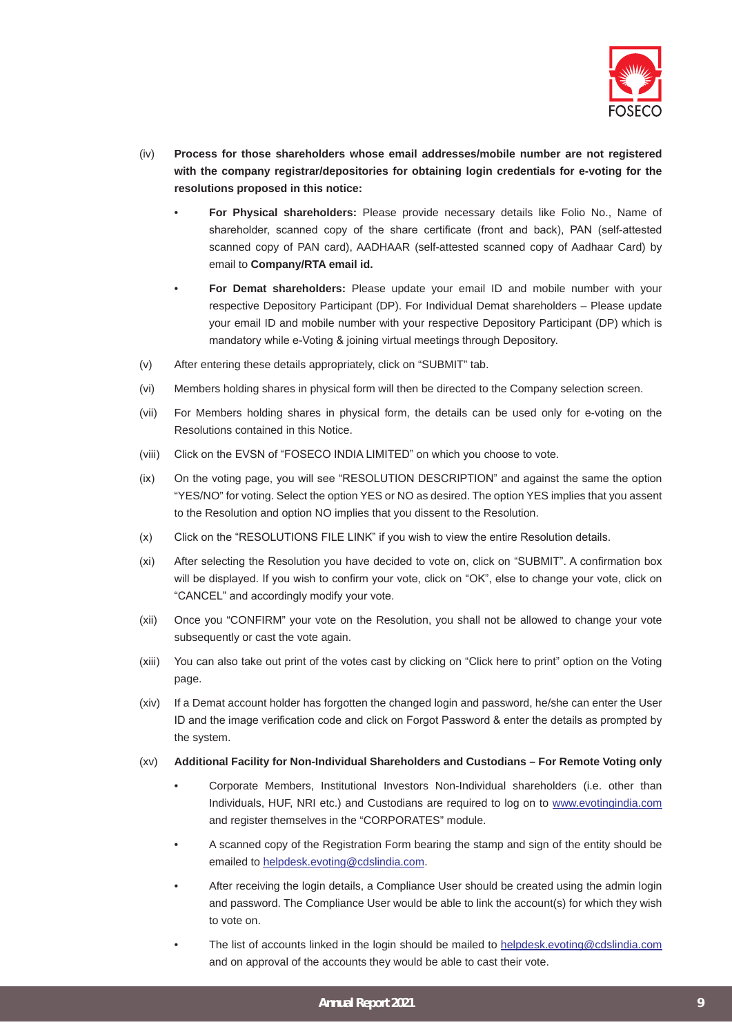(iv) **Process for those shareholders whose email addresses/mobile number are not registered with the company registrar/depositories for obtaining login credentials for e-voting for the resolutions proposed in this notice:**

- **For Physical shareholders:** Please provide necessary details like Folio No., Name of shareholder, scanned copy of the share certificate (front and back), PAN (self-attested scanned copy of PAN card), AADHAAR (self-attested scanned copy of Aadhaar Card) by email to **Company/RTA email id.**

- **For Demat shareholders:** Please update your email ID and mobile number with your respective Depository Participant (DP). For Individual Demat shareholders – Please update your email ID and mobile number with your respective Depository Participant (DP) which is mandatory while e-Voting & joining virtual meetings through Depository.

(v) After entering these details appropriately, click on "SUBMIT" tab.

(vi) Members holding shares in physical form will then be directed to the Company selection screen.

(vii) For Members holding shares in physical form, the details can be used only for e-voting on the Resolutions contained in this Notice.

(viii) Click on the EVSN of "FOSECO INDIA LIMITED" on which you choose to vote.

(ix) On the voting page, you will see "RESOLUTION DESCRIPTION" and against the same the option "YES/NO" for voting. Select the option YES or NO as desired. The option YES implies that you assent to the Resolution and option NO implies that you dissent to the Resolution.

(x) Click on the "RESOLUTIONS FILE LINK" if you wish to view the entire Resolution details.

(xi) After selecting the Resolution you have decided to vote on, click on "SUBMIT". A confirmation box will be displayed. If you wish to confirm your vote, click on "OK", else to change your vote, click on "CANCEL" and accordingly modify your vote.

(xii) Once you "CONFIRM" your vote on the Resolution, you shall not be allowed to change your vote subsequently or cast the vote again.

(xiii) You can also take out print of the votes cast by clicking on "Click here to print" option on the Voting page.

(xiv) If a Demat account holder has forgotten the changed login and password, he/she can enter the User ID and the image verification code and click on Forgot Password & enter the details as prompted by the system.

(xv) **Additional Facility for Non-Individual Shareholders and Custodians – For Remote Voting only**

- Corporate Members, Institutional Investors Non-Individual shareholders (i.e. other than Individuals, HUF, NRI etc.) and Custodians are required to log on to www.evotingindia.com and register themselves in the "CORPORATES" module.

- A scanned copy of the Registration Form bearing the stamp and sign of the entity should be emailed to helpdesk.evoting@cdslindia.com.

- After receiving the login details, a Compliance User should be created using the admin login and password. The Compliance User would be able to link the account(s) for which they wish to vote on.

- The list of accounts linked in the login should be mailed to helpdesk.evoting@cdslindia.com and on approval of the accounts they would be able to cast their vote.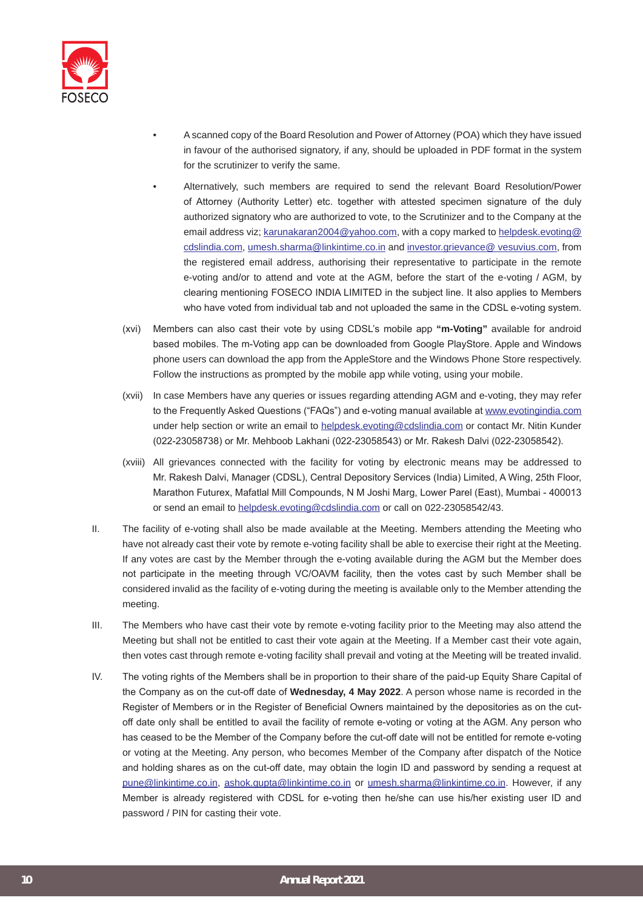- A scanned copy of the Board Resolution and Power of Attorney (POA) which they have issued in favour of the authorised signatory, if any, should be uploaded in PDF format in the system for the scrutinizer to verify the same.
- Alternatively, such members are required to send the relevant Board Resolution/Power of Attorney (Authority Letter) etc. together with attested specimen signature of the duly authorized signatory who are authorized to vote, to the Scrutinizer and to the Company at the email address viz; karunakaran2004@yahoo.com, with a copy marked to helpdesk.evoting@cdslindia.com, umesh.sharma@linkintime.co.in and investor.grievance@ vesuvius.com, from the registered email address, authorising their representative to participate in the remote e-voting and/or to attend and vote at the AGM, before the start of the e-voting / AGM, by clearing mentioning FOSECO INDIA LIMITED in the subject line. It also applies to Members who have voted from individual tab and not uploaded the same in the CDSL e-voting system.

(xvi) Members can also cast their vote by using CDSL's mobile app **"m-Voting"** available for android based mobiles. The m-Voting app can be downloaded from Google PlayStore. Apple and Windows phone users can download the app from the AppleStore and the Windows Phone Store respectively. Follow the instructions as prompted by the mobile app while voting, using your mobile.

(xvii) In case Members have any queries or issues regarding attending AGM and e-voting, they may refer to the Frequently Asked Questions ("FAQs") and e-voting manual available at www.evotingindia.com under help section or write an email to helpdesk.evoting@cdslindia.com or contact Mr. Nitin Kunder (022-23058738) or Mr. Mehboob Lakhani (022-23058543) or Mr. Rakesh Dalvi (022-23058542).

(xviii) All grievances connected with the facility for voting by electronic means may be addressed to Mr. Rakesh Dalvi, Manager (CDSL), Central Depository Services (India) Limited, A Wing, 25th Floor, Marathon Futurex, Mafatlal Mill Compounds, N M Joshi Marg, Lower Parel (East), Mumbai - 400013 or send an email to helpdesk.evoting@cdslindia.com or call on 022-23058542/43.

II. The facility of e-voting shall also be made available at the Meeting. Members attending the Meeting who have not already cast their vote by remote e-voting facility shall be able to exercise their right at the Meeting. If any votes are cast by the Member through the e-voting available during the AGM but the Member does not participate in the meeting through VC/OAVM facility, then the votes cast by such Member shall be considered invalid as the facility of e-voting during the meeting is available only to the Member attending the meeting.

III. The Members who have cast their vote by remote e-voting facility prior to the Meeting may also attend the Meeting but shall not be entitled to cast their vote again at the Meeting. If a Member cast their vote again, then votes cast through remote e-voting facility shall prevail and voting at the Meeting will be treated invalid.

IV. The voting rights of the Members shall be in proportion to their share of the paid-up Equity Share Capital of the Company as on the cut-off date of **Wednesday, 4 May 2022**. A person whose name is recorded in the Register of Members or in the Register of Beneficial Owners maintained by the depositories as on the cut-off date only shall be entitled to avail the facility of remote e-voting or voting at the AGM. Any person who has ceased to be the Member of the Company before the cut-off date will not be entitled for remote e-voting or voting at the Meeting. Any person, who becomes Member of the Company after dispatch of the Notice and holding shares as on the cut-off date, may obtain the login ID and password by sending a request at pune@linkintime.co.in, ashok.gupta@linkintime.co.in or umesh.sharma@linkintime.co.in. However, if any Member is already registered with CDSL for e-voting then he/she can use his/her existing user ID and password / PIN for casting their vote.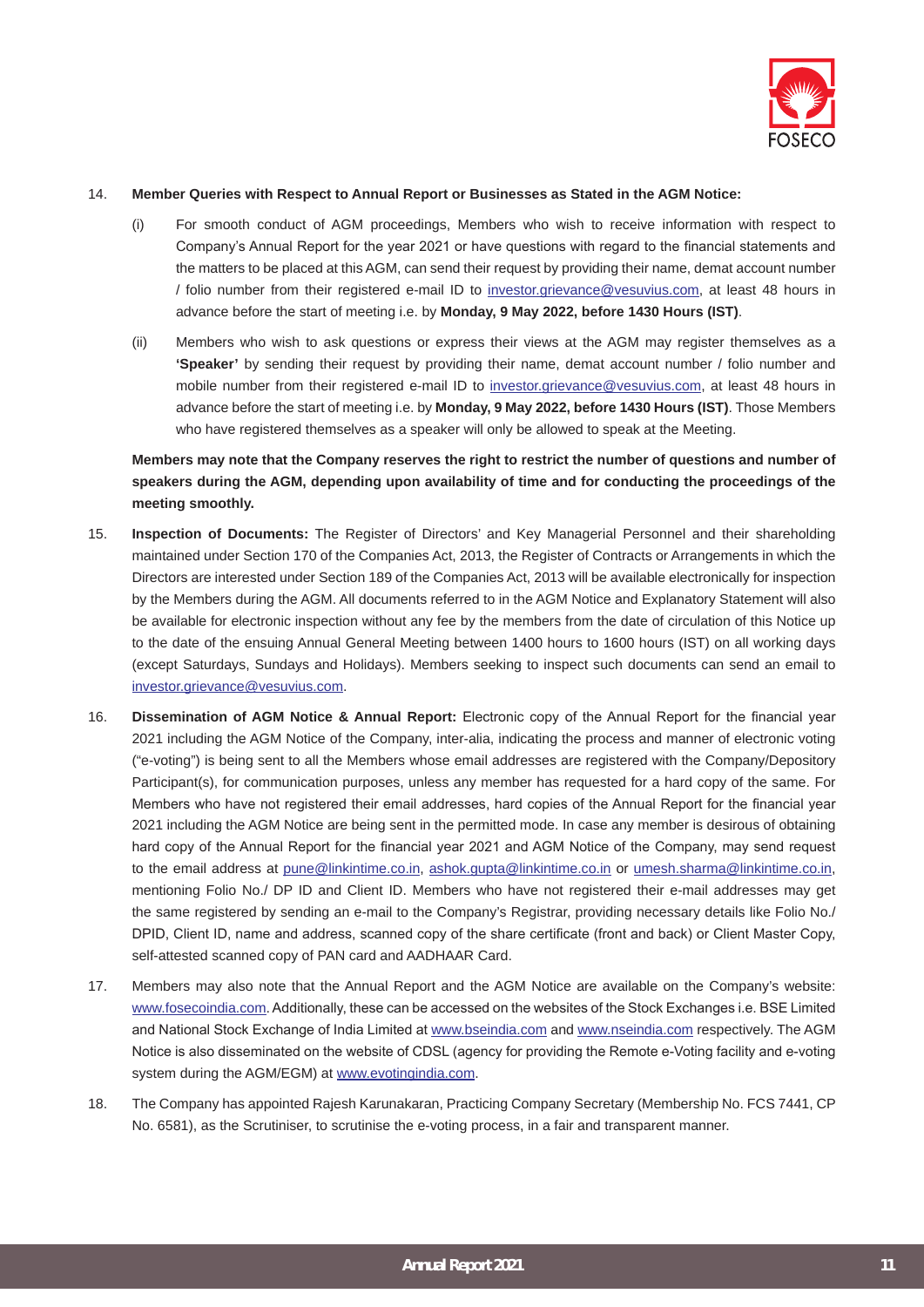14. **Member Queries with Respect to Annual Report or Businesses as Stated in the AGM Notice:**

    (i) For smooth conduct of AGM proceedings, Members who wish to receive information with respect to Company's Annual Report for the year 2021 or have questions with regard to the financial statements and the matters to be placed at this AGM, can send their request by providing their name, demat account number / folio number from their registered e-mail ID to investor.grievance@vesuvius.com, at least 48 hours in advance before the start of meeting i.e. by **Monday, 9 May 2022, before 1430 Hours (IST)**.

    (ii) Members who wish to ask questions or express their views at the AGM may register themselves as a **'Speaker'** by sending their request by providing their name, demat account number / folio number and mobile number from their registered e-mail ID to investor.grievance@vesuvius.com, at least 48 hours in advance before the start of meeting i.e. by **Monday, 9 May 2022, before 1430 Hours (IST)**. Those Members who have registered themselves as a speaker will only be allowed to speak at the Meeting.

    **Members may note that the Company reserves the right to restrict the number of questions and number of speakers during the AGM, depending upon availability of time and for conducting the proceedings of the meeting smoothly.**

15. **Inspection of Documents:** The Register of Directors' and Key Managerial Personnel and their shareholding maintained under Section 170 of the Companies Act, 2013, the Register of Contracts or Arrangements in which the Directors are interested under Section 189 of the Companies Act, 2013 will be available electronically for inspection by the Members during the AGM. All documents referred to in the AGM Notice and Explanatory Statement will also be available for electronic inspection without any fee by the members from the date of circulation of this Notice up to the date of the ensuing Annual General Meeting between 1400 hours to 1600 hours (IST) on all working days (except Saturdays, Sundays and Holidays). Members seeking to inspect such documents can send an email to investor.grievance@vesuvius.com.

16. **Dissemination of AGM Notice & Annual Report:** Electronic copy of the Annual Report for the financial year 2021 including the AGM Notice of the Company, inter-alia, indicating the process and manner of electronic voting ("e-voting") is being sent to all the Members whose email addresses are registered with the Company/Depository Participant(s), for communication purposes, unless any member has requested for a hard copy of the same. For Members who have not registered their email addresses, hard copies of the Annual Report for the financial year 2021 including the AGM Notice are being sent in the permitted mode. In case any member is desirous of obtaining hard copy of the Annual Report for the financial year 2021 and AGM Notice of the Company, may send request to the email address at pune@linkintime.co.in, ashok.gupta@linkintime.co.in or umesh.sharma@linkintime.co.in, mentioning Folio No./ DP ID and Client ID. Members who have not registered their e-mail addresses may get the same registered by sending an e-mail to the Company's Registrar, providing necessary details like Folio No./ DPID, Client ID, name and address, scanned copy of the share certificate (front and back) or Client Master Copy, self-attested scanned copy of PAN card and AADHAAR Card.

17. Members may also note that the Annual Report and the AGM Notice are available on the Company's website: www.fosecoindia.com. Additionally, these can be accessed on the websites of the Stock Exchanges i.e. BSE Limited and National Stock Exchange of India Limited at www.bseindia.com and www.nseindia.com respectively. The AGM Notice is also disseminated on the website of CDSL (agency for providing the Remote e-Voting facility and e-voting system during the AGM/EGM) at www.evotingindia.com.

18. The Company has appointed Rajesh Karunakaran, Practicing Company Secretary (Membership No. FCS 7441, CP No. 6581), as the Scrutiniser, to scrutinise the e-voting process, in a fair and transparent manner.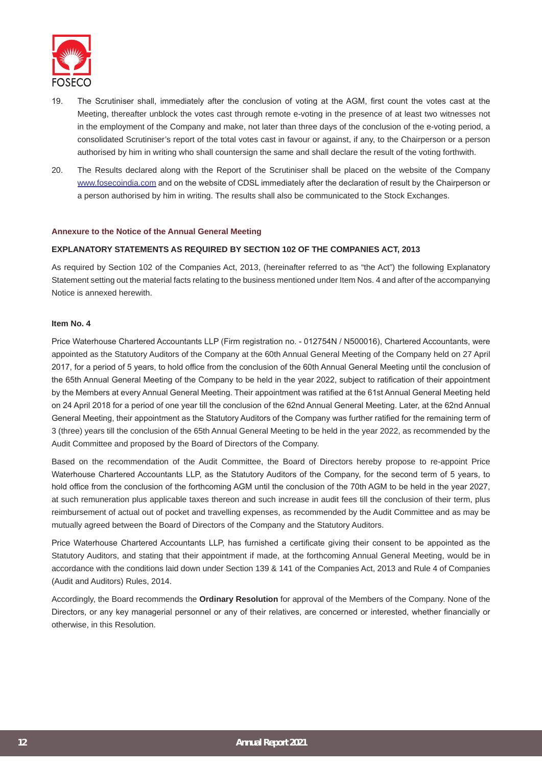19. The Scrutiniser shall, immediately after the conclusion of voting at the AGM, first count the votes cast at the Meeting, thereafter unblock the votes cast through remote e-voting in the presence of at least two witnesses not in the employment of the Company and make, not later than three days of the conclusion of the e-voting period, a consolidated Scrutiniser's report of the total votes cast in favour or against, if any, to the Chairperson or a person authorised by him in writing who shall countersign the same and shall declare the result of the voting forthwith.

20. The Results declared along with the Report of the Scrutiniser shall be placed on the website of the Company www.fosecoindia.com and on the website of CDSL immediately after the declaration of result by the Chairperson or a person authorised by him in writing. The results shall also be communicated to the Stock Exchanges.

## Annexure to the Notice of the Annual General Meeting

### EXPLANATORY STATEMENTS AS REQUIRED BY SECTION 102 OF THE COMPANIES ACT, 2013

As required by Section 102 of the Companies Act, 2013, (hereinafter referred to as "the Act") the following Explanatory Statement setting out the material facts relating to the business mentioned under Item Nos. 4 and after of the accompanying Notice is annexed herewith.

#### Item No. 4

Price Waterhouse Chartered Accountants LLP (Firm registration no. - 012754N / N500016), Chartered Accountants, were appointed as the Statutory Auditors of the Company at the 60th Annual General Meeting of the Company held on 27 April 2017, for a period of 5 years, to hold office from the conclusion of the 60th Annual General Meeting until the conclusion of the 65th Annual General Meeting of the Company to be held in the year 2022, subject to ratification of their appointment by the Members at every Annual General Meeting. Their appointment was ratified at the 61st Annual General Meeting held on 24 April 2018 for a period of one year till the conclusion of the 62nd Annual General Meeting. Later, at the 62nd Annual General Meeting, their appointment as the Statutory Auditors of the Company was further ratified for the remaining term of 3 (three) years till the conclusion of the 65th Annual General Meeting to be held in the year 2022, as recommended by the Audit Committee and proposed by the Board of Directors of the Company.

Based on the recommendation of the Audit Committee, the Board of Directors hereby propose to re-appoint Price Waterhouse Chartered Accountants LLP, as the Statutory Auditors of the Company, for the second term of 5 years, to hold office from the conclusion of the forthcoming AGM until the conclusion of the 70th AGM to be held in the year 2027, at such remuneration plus applicable taxes thereon and such increase in audit fees till the conclusion of their term, plus reimbursement of actual out of pocket and travelling expenses, as recommended by the Audit Committee and as may be mutually agreed between the Board of Directors of the Company and the Statutory Auditors.

Price Waterhouse Chartered Accountants LLP, has furnished a certificate giving their consent to be appointed as the Statutory Auditors, and stating that their appointment if made, at the forthcoming Annual General Meeting, would be in accordance with the conditions laid down under Section 139 & 141 of the Companies Act, 2013 and Rule 4 of Companies (Audit and Auditors) Rules, 2014.

Accordingly, the Board recommends the **Ordinary Resolution** for approval of the Members of the Company. None of the Directors, or any key managerial personnel or any of their relatives, are concerned or interested, whether financially or otherwise, in this Resolution.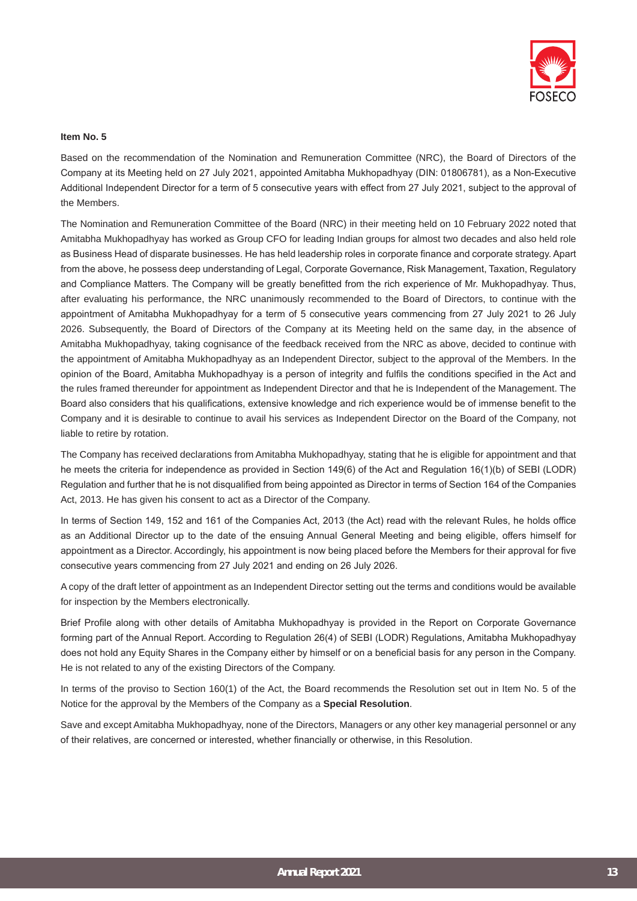**Item No. 5**

Based on the recommendation of the Nomination and Remuneration Committee (NRC), the Board of Directors of the Company at its Meeting held on 27 July 2021, appointed Amitabha Mukhopadhyay (DIN: 01806781), as a Non-Executive Additional Independent Director for a term of 5 consecutive years with effect from 27 July 2021, subject to the approval of the Members.

The Nomination and Remuneration Committee of the Board (NRC) in their meeting held on 10 February 2022 noted that Amitabha Mukhopadhyay has worked as Group CFO for leading Indian groups for almost two decades and also held role as Business Head of disparate businesses. He has held leadership roles in corporate finance and corporate strategy. Apart from the above, he possess deep understanding of Legal, Corporate Governance, Risk Management, Taxation, Regulatory and Compliance Matters. The Company will be greatly benefitted from the rich experience of Mr. Mukhopadhyay. Thus, after evaluating his performance, the NRC unanimously recommended to the Board of Directors, to continue with the appointment of Amitabha Mukhopadhyay for a term of 5 consecutive years commencing from 27 July 2021 to 26 July 2026. Subsequently, the Board of Directors of the Company at its Meeting held on the same day, in the absence of Amitabha Mukhopadhyay, taking cognisance of the feedback received from the NRC as above, decided to continue with the appointment of Amitabha Mukhopadhyay as an Independent Director, subject to the approval of the Members. In the opinion of the Board, Amitabha Mukhopadhyay is a person of integrity and fulfils the conditions specified in the Act and the rules framed thereunder for appointment as Independent Director and that he is Independent of the Management. The Board also considers that his qualifications, extensive knowledge and rich experience would be of immense benefit to the Company and it is desirable to continue to avail his services as Independent Director on the Board of the Company, not liable to retire by rotation.

The Company has received declarations from Amitabha Mukhopadhyay, stating that he is eligible for appointment and that he meets the criteria for independence as provided in Section 149(6) of the Act and Regulation 16(1)(b) of SEBI (LODR) Regulation and further that he is not disqualified from being appointed as Director in terms of Section 164 of the Companies Act, 2013. He has given his consent to act as a Director of the Company.

In terms of Section 149, 152 and 161 of the Companies Act, 2013 (the Act) read with the relevant Rules, he holds office as an Additional Director up to the date of the ensuing Annual General Meeting and being eligible, offers himself for appointment as a Director. Accordingly, his appointment is now being placed before the Members for their approval for five consecutive years commencing from 27 July 2021 and ending on 26 July 2026.

A copy of the draft letter of appointment as an Independent Director setting out the terms and conditions would be available for inspection by the Members electronically.

Brief Profile along with other details of Amitabha Mukhopadhyay is provided in the Report on Corporate Governance forming part of the Annual Report. According to Regulation 26(4) of SEBI (LODR) Regulations, Amitabha Mukhopadhyay does not hold any Equity Shares in the Company either by himself or on a beneficial basis for any person in the Company. He is not related to any of the existing Directors of the Company.

In terms of the proviso to Section 160(1) of the Act, the Board recommends the Resolution set out in Item No. 5 of the Notice for the approval by the Members of the Company as a **Special Resolution**.

Save and except Amitabha Mukhopadhyay, none of the Directors, Managers or any other key managerial personnel or any of their relatives, are concerned or interested, whether financially or otherwise, in this Resolution.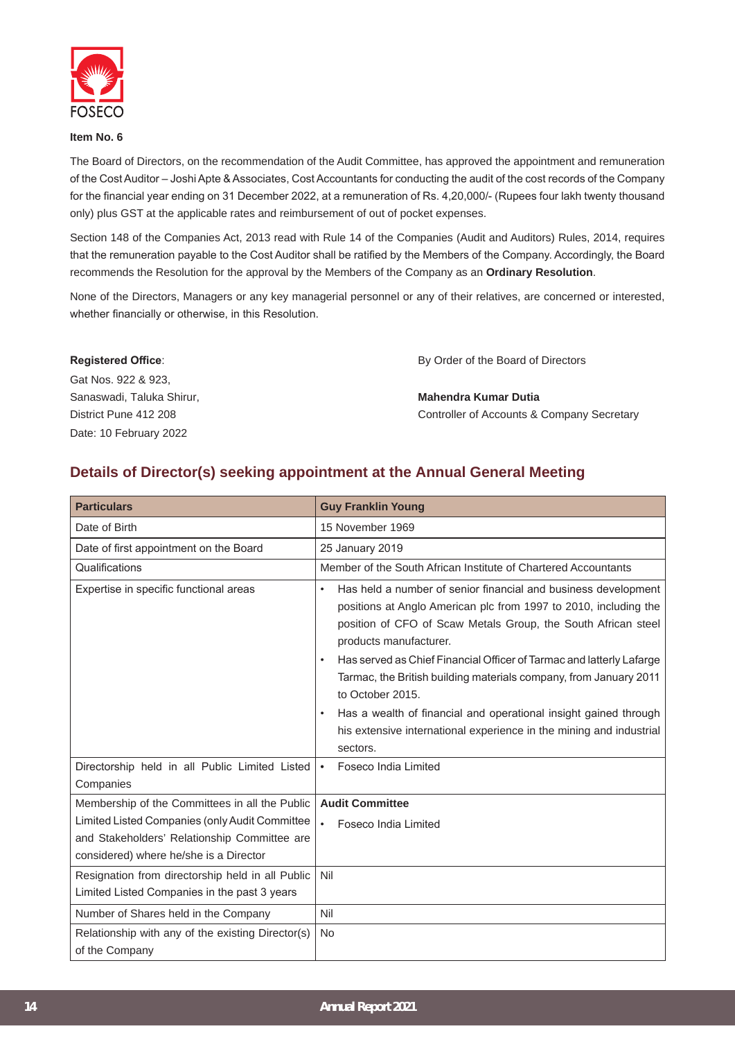**Item No. 6**

The Board of Directors, on the recommendation of the Audit Committee, has approved the appointment and remuneration of the Cost Auditor – Joshi Apte & Associates, Cost Accountants for conducting the audit of the cost records of the Company for the financial year ending on 31 December 2022, at a remuneration of Rs. 4,20,000/- (Rupees four lakh twenty thousand only) plus GST at the applicable rates and reimbursement of out of pocket expenses.

Section 148 of the Companies Act, 2013 read with Rule 14 of the Companies (Audit and Auditors) Rules, 2014, requires that the remuneration payable to the Cost Auditor shall be ratified by the Members of the Company. Accordingly, the Board recommends the Resolution for the approval by the Members of the Company as an **Ordinary Resolution**.

None of the Directors, Managers or any key managerial personnel or any of their relatives, are concerned or interested, whether financially or otherwise, in this Resolution.

**Registered Office**:
Gat Nos. 922 & 923,
Sanaswadi, Taluka Shirur,
District Pune 412 208
Date: 10 February 2022

By Order of the Board of Directors

**Mahendra Kumar Dutia**
Controller of Accounts & Company Secretary

## Details of Director(s) seeking appointment at the Annual General Meeting

| Particulars | Guy Franklin Young |
|---|---|
| Date of Birth | 15 November 1969 |
| Date of first appointment on the Board | 25 January 2019 |
| Qualifications | Member of the South African Institute of Chartered Accountants |
| Expertise in specific functional areas | • Has held a number of senior financial and business development positions at Anglo American plc from 1997 to 2010, including the position of CFO of Scaw Metals Group, the South African steel products manufacturer.<br>• Has served as Chief Financial Officer of Tarmac and latterly Lafarge Tarmac, the British building materials company, from January 2011 to October 2015.<br>• Has a wealth of financial and operational insight gained through his extensive international experience in the mining and industrial sectors. |
| Directorship held in all Public Limited Listed Companies | • Foseco India Limited |
| Membership of the Committees in all the Public Limited Listed Companies (only Audit Committee and Stakeholders' Relationship Committee are considered) where he/she is a Director | **Audit Committee**<br>• Foseco India Limited |
| Resignation from directorship held in all Public Limited Listed Companies in the past 3 years | Nil |
| Number of Shares held in the Company | Nil |
| Relationship with any of the existing Director(s) of the Company | No |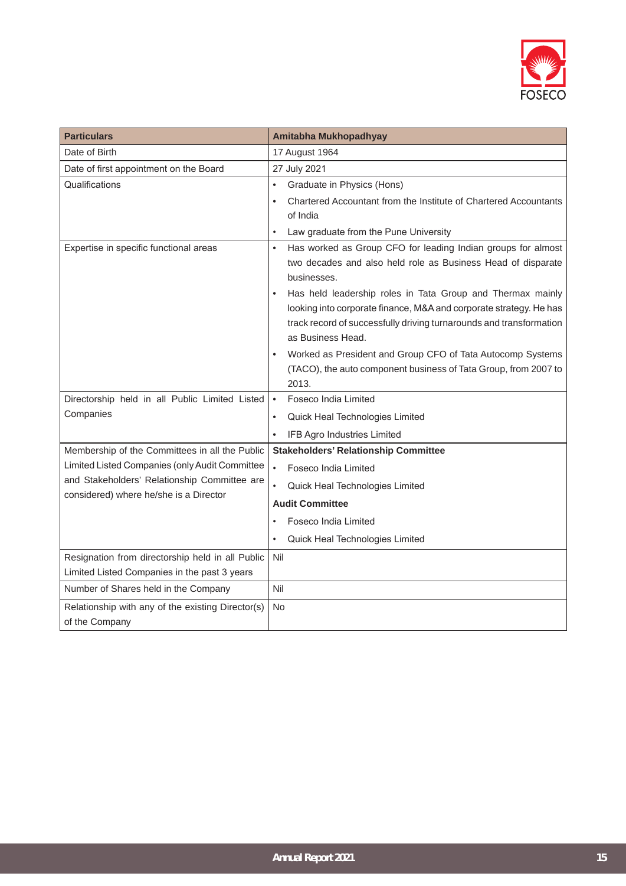| Particulars | Amitabha Mukhopadhyay |
|---|---|
| Date of Birth | 17 August 1964 |
| Date of first appointment on the Board | 27 July 2021 |
| Qualifications | • Graduate in Physics (Hons)<br>• Chartered Accountant from the Institute of Chartered Accountants of India<br>• Law graduate from the Pune University |
| Expertise in specific functional areas | • Has worked as Group CFO for leading Indian groups for almost two decades and also held role as Business Head of disparate businesses.<br>• Has held leadership roles in Tata Group and Thermax mainly looking into corporate finance, M&A and corporate strategy. He has track record of successfully driving turnarounds and transformation as Business Head.<br>• Worked as President and Group CFO of Tata Autocomp Systems (TACO), the auto component business of Tata Group, from 2007 to 2013. |
| Directorship held in all Public Limited Listed Companies | • Foseco India Limited<br>• Quick Heal Technologies Limited<br>• IFB Agro Industries Limited |
| Membership of the Committees in all the Public Limited Listed Companies (only Audit Committee and Stakeholders' Relationship Committee are considered) where he/she is a Director | **Stakeholders' Relationship Committee**<br>• Foseco India Limited<br>• Quick Heal Technologies Limited<br>**Audit Committee**<br>• Foseco India Limited<br>• Quick Heal Technologies Limited |
| Resignation from directorship held in all Public Limited Listed Companies in the past 3 years | Nil |
| Number of Shares held in the Company | Nil |
| Relationship with any of the existing Director(s) of the Company | No |